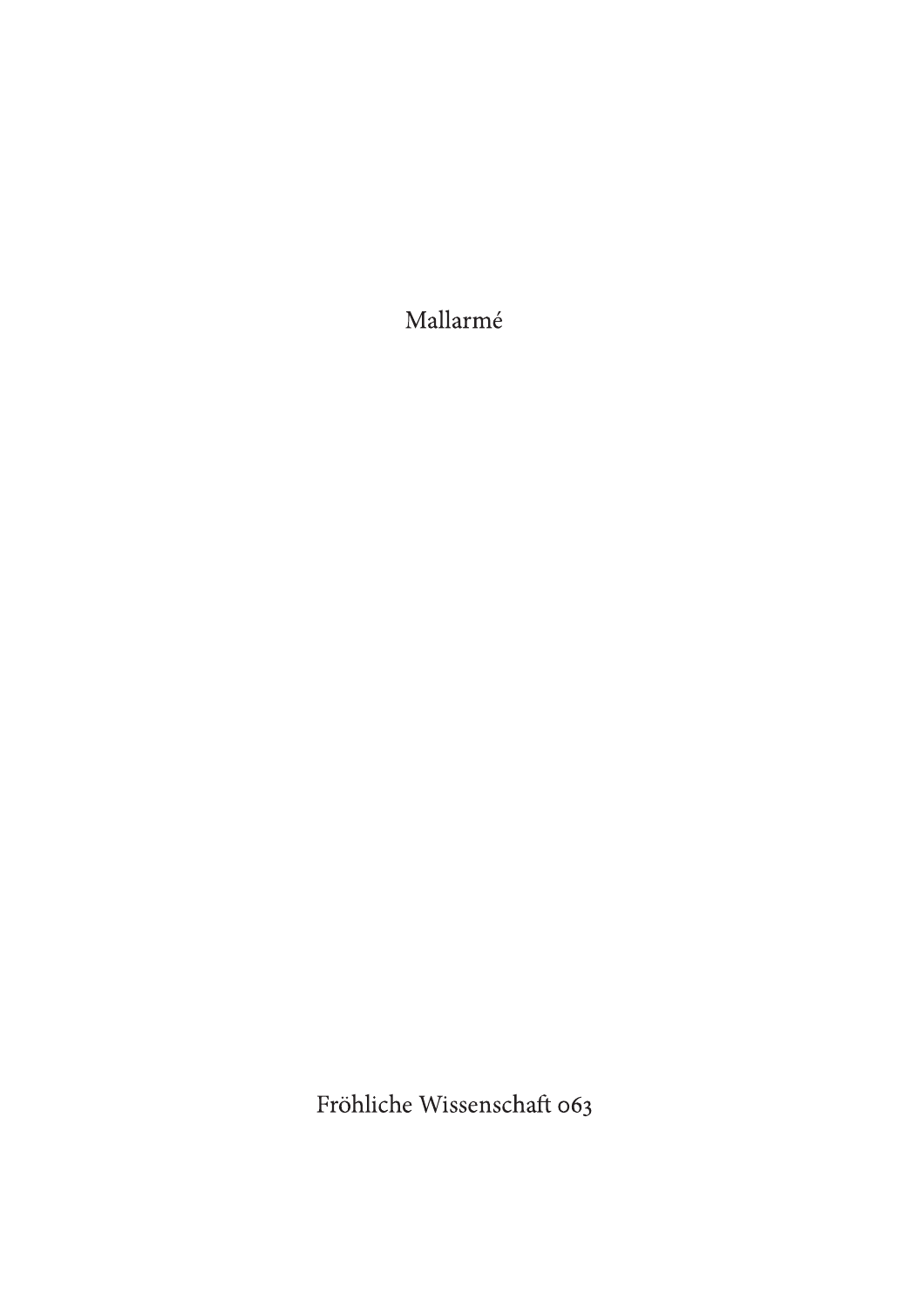Mallarmé

Fröhliche Wissenschaft 063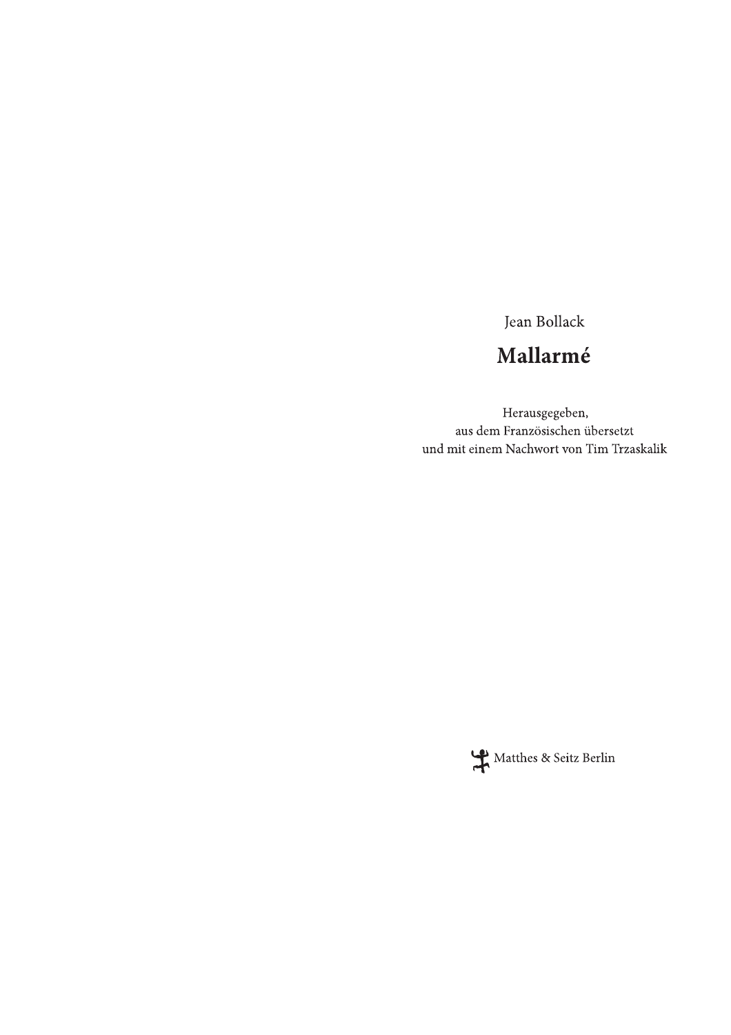Jean Bollack

# Mallarmé

Herausgegeben,
aus dem Französischen übersetzt
und mit einem Nachwort von Tim Trzaskalik

Matthes & Seitz Berlin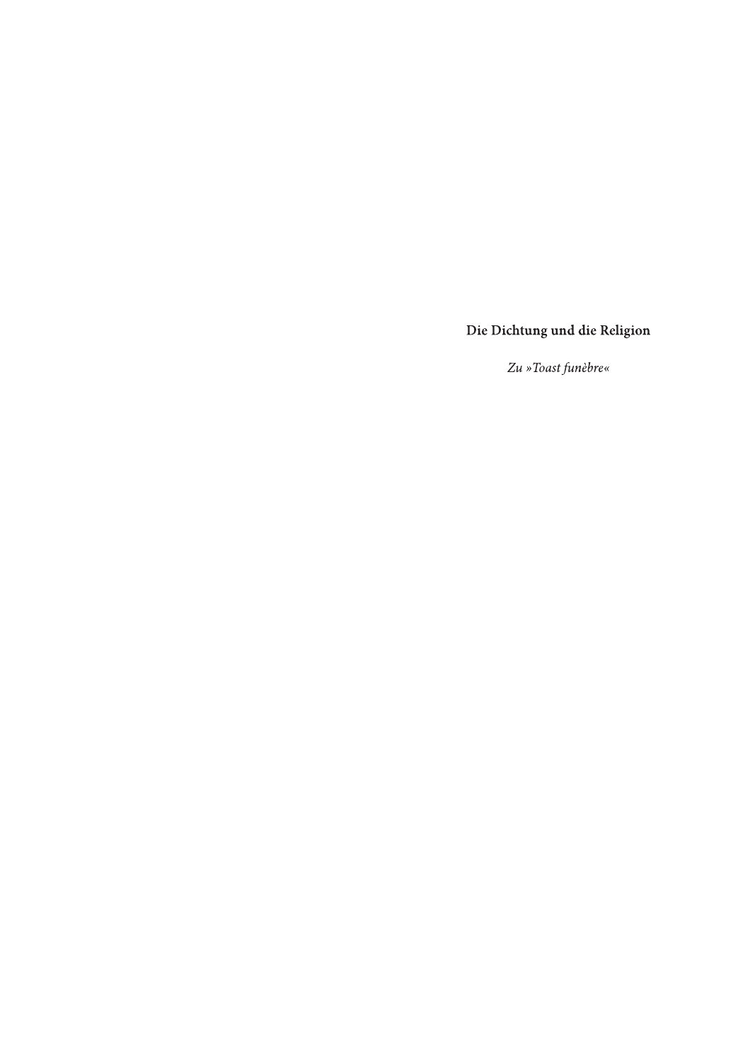# Die Dichtung und die Religion

*Zu »Toast funèbre«*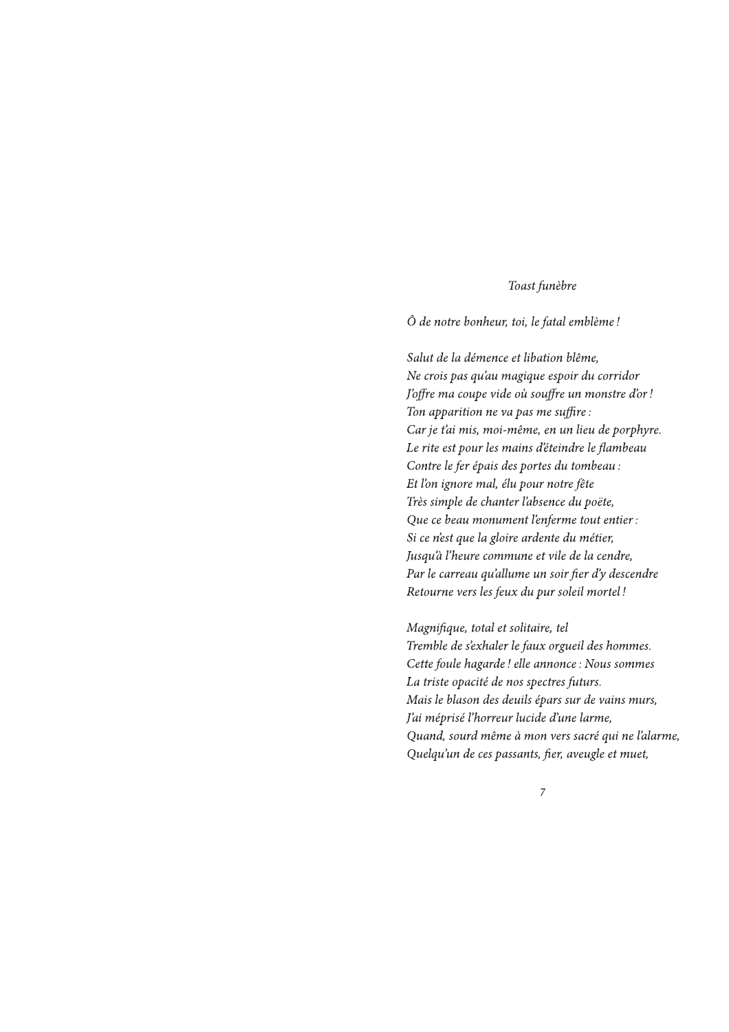# *Toast funèbre*

*Ô de notre bonheur, toi, le fatal emblème !*

*Salut de la démence et libation blême,*
*Ne crois pas qu'au magique espoir du corridor*
*J'offre ma coupe vide où souffre un monstre d'or !*
*Ton apparition ne va pas me suffire :*
*Car je t'ai mis, moi-même, en un lieu de porphyre.*
*Le rite est pour les mains d'éteindre le flambeau*
*Contre le fer épais des portes du tombeau :*
*Et l'on ignore mal, élu pour notre fête*
*Très simple de chanter l'absence du poëte,*
*Que ce beau monument l'enferme tout entier :*
*Si ce n'est que la gloire ardente du métier,*
*Jusqu'à l'heure commune et vile de la cendre,*
*Par le carreau qu'allume un soir fier d'y descendre*
*Retourne vers les feux du pur soleil mortel !*

*Magnifique, total et solitaire, tel*
*Tremble de s'exhaler le faux orgueil des hommes.*
*Cette foule hagarde ! elle annonce : Nous sommes*
*La triste opacité de nos spectres futurs.*
*Mais le blason des deuils épars sur de vains murs,*
*J'ai méprisé l'horreur lucide d'une larme,*
*Quand, sourd même à mon vers sacré qui ne l'alarme,*
*Quelqu'un de ces passants, fier, aveugle et muet,*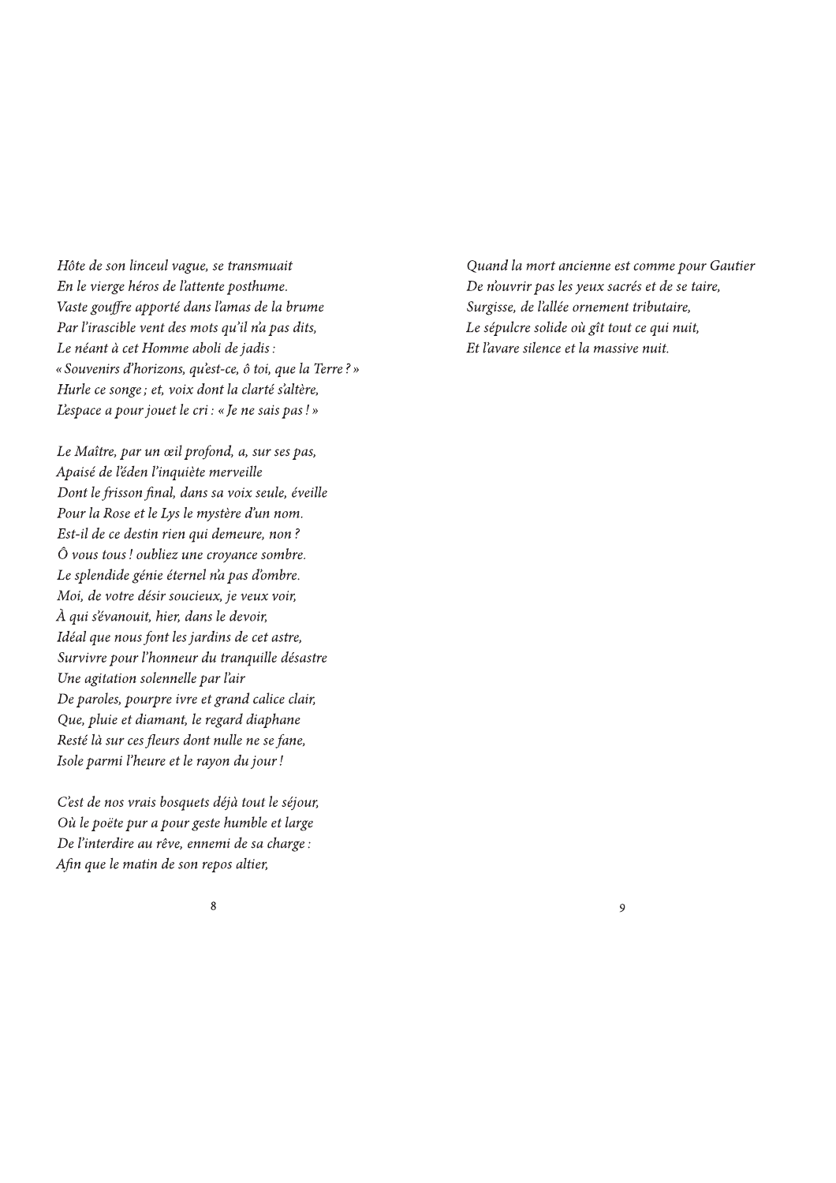*Hôte de son linceul vague, se transmuait*
*En le vierge héros de l'attente posthume.*
*Vaste gouffre apporté dans l'amas de la brume*
*Par l'irascible vent des mots qu'il n'a pas dits,*
*Le néant à cet Homme aboli de jadis :*
*« Souvenirs d'horizons, qu'est-ce, ô toi, que la Terre ? »*
*Hurle ce songe ; et, voix dont la clarté s'altère,*
*L'espace a pour jouet le cri : « Je ne sais pas ! »*

*Le Maître, par un œil profond, a, sur ses pas,*
*Apaisé de l'éden l'inquiète merveille*
*Dont le frisson final, dans sa voix seule, éveille*
*Pour la Rose et le Lys le mystère d'un nom.*
*Est-il de ce destin rien qui demeure, non ?*
*Ô vous tous ! oubliez une croyance sombre.*
*Le splendide génie éternel n'a pas d'ombre.*
*Moi, de votre désir soucieux, je veux voir,*
*À qui s'évanouit, hier, dans le devoir,*
*Idéal que nous font les jardins de cet astre,*
*Survivre pour l'honneur du tranquille désastre*
*Une agitation solennelle par l'air*
*De paroles, pourpre ivre et grand calice clair,*
*Que, pluie et diamant, le regard diaphane*
*Resté là sur ces fleurs dont nulle ne se fane,*
*Isole parmi l'heure et le rayon du jour !*

*C'est de nos vrais bosquets déjà tout le séjour,*
*Où le poëte pur a pour geste humble et large*
*De l'interdire au rêve, ennemi de sa charge :*
*Afin que le matin de son repos altier,*
*Quand la mort ancienne est comme pour Gautier*
*De n'ouvrir pas les yeux sacrés et de se taire,*
*Surgisse, de l'allée ornement tributaire,*
*Le sépulcre solide où gît tout ce qui nuit,*
*Et l'avare silence et la massive nuit.*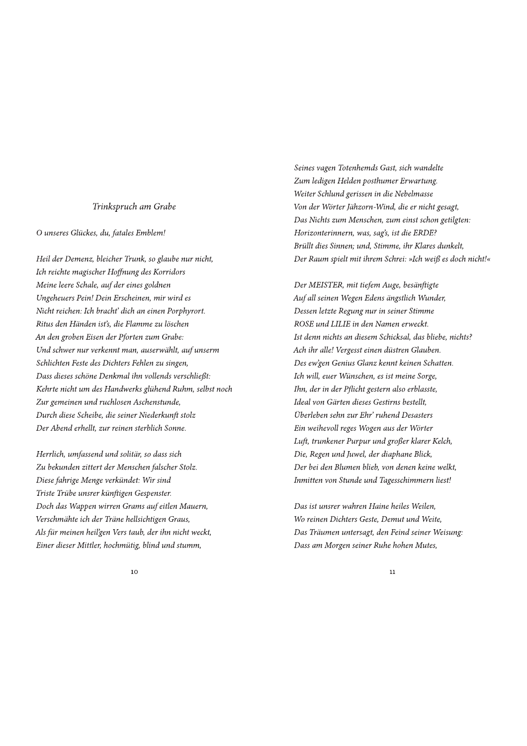## *Trinkspruch am Grabe*

*O unseres Glückes, du, fatales Emblem!*

*Heil der Demenz, bleicher Trunk, so glaube nur nicht,*
*Ich reichte magischer Hoffnung des Korridors*
*Meine leere Schale, auf der eines goldnen*
*Ungeheuers Pein! Dein Erscheinen, mir wird es*
*Nicht reichen: Ich bracht' dich an einen Porphyrort.*
*Ritus den Händen ist's, die Flamme zu löschen*
*An den groben Eisen der Pforten zum Grabe:*
*Und schwer nur verkennt man, auserwählt, auf unserm*
*Schlichten Feste des Dichters Fehlen zu singen,*
*Dass dieses schöne Denkmal ihn vollends verschließt:*
*Kehrte nicht um des Handwerks glühend Ruhm, selbst noch*
*Zur gemeinen und ruchlosen Aschenstunde,*
*Durch diese Scheibe, die seiner Niederkunft stolz*
*Der Abend erhellt, zur reinen sterblich Sonne.*

*Herrlich, umfassend und solitär, so dass sich*
*Zu bekunden zittert der Menschen falscher Stolz.*
*Diese fahrige Menge verkündet: Wir sind*
*Triste Trübe unsrer künftigen Gespenster.*
*Doch das Wappen wirren Grams auf eitlen Mauern,*
*Verschmähte ich der Träne hellsichtigen Graus,*
*Als für meinen heil'gen Vers taub, der ihn nicht weckt,*
*Einer dieser Mittler, hochmütig, blind und stumm,*
*Seines vagen Totenhemds Gast, sich wandelte*
*Zum ledigen Helden posthumer Erwartung.*
*Weiter Schlund gerissen in die Nebelmasse*
*Von der Wörter Jähzorn-Wind, die er nicht gesagt,*
*Das Nichts zum Menschen, zum einst schon getilgten:*
*Horizonterinnern, was, sag's, ist die ERDE?*
*Brüllt dies Sinnen; und, Stimme, ihr Klares dunkelt,*
*Der Raum spielt mit ihrem Schrei: »Ich weiß es doch nicht!«*

*Der MEISTER, mit tiefem Auge, besänftigte*
*Auf all seinen Wegen Edens ängstlich Wunder,*
*Dessen letzte Regung nur in seiner Stimme*
*ROSE und LILIE in den Namen erweckt.*
*Ist denn nichts an diesem Schicksal, das bliebe, nichts?*
*Ach ihr alle! Vergesst einen düstren Glauben.*
*Des ew'gen Genius Glanz kennt keinen Schatten.*
*Ich will, euer Wünschen, es ist meine Sorge,*
*Ihn, der in der Pflicht gestern also erblasste,*
*Ideal von Gärten dieses Gestirns bestellt,*
*Überleben sehn zur Ehr' ruhend Desasters*
*Ein weihevoll reges Wogen aus der Wörter*
*Luft, trunkener Purpur und großer klarer Kelch,*
*Die, Regen und Juwel, der diaphane Blick,*
*Der bei den Blumen blieb, von denen keine welkt,*
*Inmitten von Stunde und Tagesschimmern liest!*

*Das ist unsrer wahren Haine heiles Weilen,*
*Wo reinen Dichters Geste, Demut und Weite,*
*Das Träumen untersagt, den Feind seiner Weisung:*
*Dass am Morgen seiner Ruhe hohen Mutes,*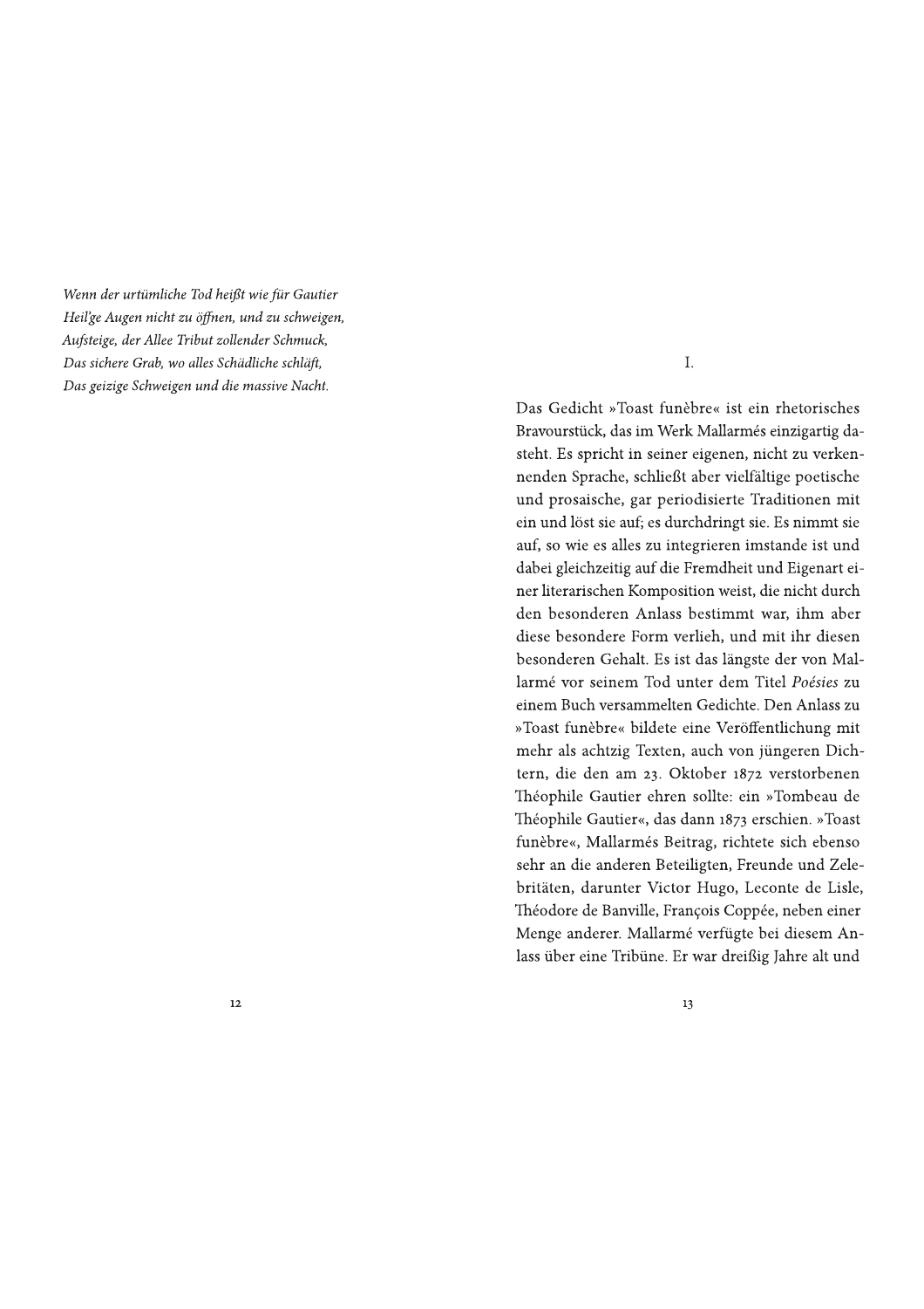*Wenn der urtümliche Tod heißt wie für Gautier*
*Heil'ge Augen nicht zu öffnen, und zu schweigen,*
*Aufsteige, der Allee Tribut zollender Schmuck,*
*Das sichere Grab, wo alles Schädliche schläft,*
*Das geizige Schweigen und die massive Nacht.*

## I.

Das Gedicht »Toast funèbre« ist ein rhetorisches Bravourstück, das im Werk Mallarmés einzigartig dasteht. Es spricht in seiner eigenen, nicht zu verkennenden Sprache, schließt aber vielfältige poetische und prosaische, gar periodisierte Traditionen mit ein und löst sie auf; es durchdringt sie. Es nimmt sie auf, so wie es alles zu integrieren imstande ist und dabei gleichzeitig auf die Fremdheit und Eigenart einer literarischen Komposition weist, die nicht durch den besonderen Anlass bestimmt war, ihm aber diese besondere Form verlieh, und mit ihr diesen besonderen Gehalt. Es ist das längste der von Mallarmé vor seinem Tod unter dem Titel *Poésies* zu einem Buch versammelten Gedichte. Den Anlass zu »Toast funèbre« bildete eine Veröffentlichung mit mehr als achtzig Texten, auch von jüngeren Dichtern, die den am 23. Oktober 1872 verstorbenen Théophile Gautier ehren sollte: ein »Tombeau de Théophile Gautier«, das dann 1873 erschien. »Toast funèbre«, Mallarmés Beitrag, richtete sich ebenso sehr an die anderen Beteiligten, Freunde und Zelebritäten, darunter Victor Hugo, Leconte de Lisle, Théodore de Banville, François Coppée, neben einer Menge anderer. Mallarmé verfügte bei diesem Anlass über eine Tribüne. Er war dreißig Jahre alt und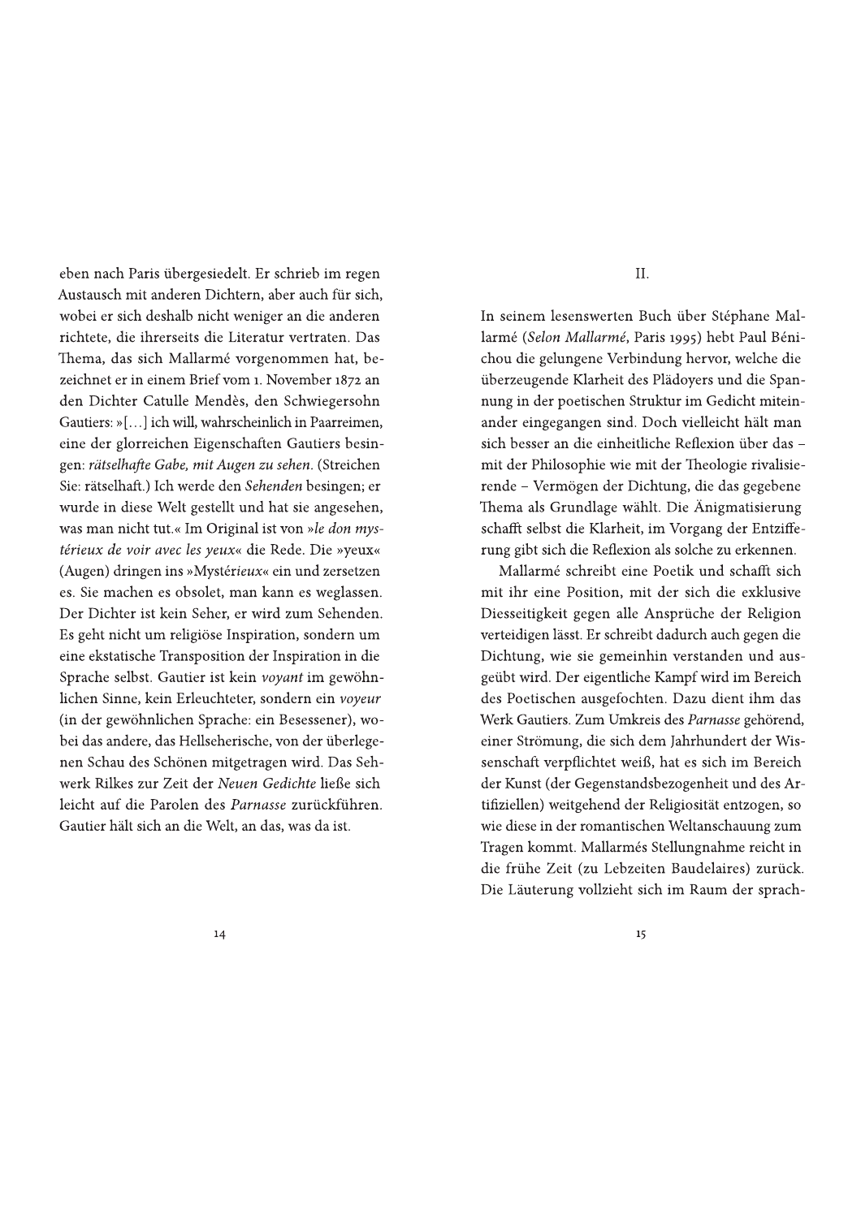eben nach Paris übergesiedelt. Er schrieb im regen Austausch mit anderen Dichtern, aber auch für sich, wobei er sich deshalb nicht weniger an die anderen richtete, die ihrerseits die Literatur vertraten. Das Thema, das sich Mallarmé vorgenommen hat, bezeichnet er in einem Brief vom 1. November 1872 an den Dichter Catulle Mendès, den Schwiegersohn Gautiers: »[…] ich will, wahrscheinlich in Paarreimen, eine der glorreichen Eigenschaften Gautiers besingen: *rätselhafte Gabe, mit Augen zu sehen*. (Streichen Sie: rätselhaft.) Ich werde den *Sehenden* besingen; er wurde in diese Welt gestellt und hat sie angesehen, was man nicht tut.« Im Original ist von »*le don mystérieux de voir avec les yeux*« die Rede. Die »yeux« (Augen) dringen ins »Mysté*rieux*« ein und zersetzen es. Sie machen es obsolet, man kann es weglassen. Der Dichter ist kein Seher, er wird zum Sehenden. Es geht nicht um religiöse Inspiration, sondern um eine ekstatische Transposition der Inspiration in die Sprache selbst. Gautier ist kein *voyant* im gewöhnlichen Sinne, kein Erleuchteter, sondern ein *voyeur* (in der gewöhnlichen Sprache: ein Besessener), wobei das andere, das Hellseherische, von der überlegenen Schau des Schönen mitgetragen wird. Das Sehwerk Rilkes zur Zeit der *Neuen Gedichte* ließe sich leicht auf die Parolen des *Parnasse* zurückführen. Gautier hält sich an die Welt, an das, was da ist.

## II.

In seinem lesenswerten Buch über Stéphane Mallarmé (*Selon Mallarmé*, Paris 1995) hebt Paul Bénichou die gelungene Verbindung hervor, welche die überzeugende Klarheit des Plädoyers und die Spannung in der poetischen Struktur im Gedicht miteinander eingegangen sind. Doch vielleicht hält man sich besser an die einheitliche Reflexion über das – mit der Philosophie wie mit der Theologie rivalisierende – Vermögen der Dichtung, die das gegebene Thema als Grundlage wählt. Die Änigmatisierung schafft selbst die Klarheit, im Vorgang der Entziffe­rung gibt sich die Reflexion als solche zu erkennen.

Mallarmé schreibt eine Poetik und schafft sich mit ihr eine Position, mit der sich die exklusive Diesseitigkeit gegen alle Ansprüche der Religion verteidigen lässt. Er schreibt dadurch auch gegen die Dichtung, wie sie gemeinhin verstanden und ausgeübt wird. Der eigentliche Kampf wird im Bereich des Poetischen ausgefochten. Dazu dient ihm das Werk Gautiers. Zum Umkreis des *Parnasse* gehörend, einer Strömung, die sich dem Jahrhundert der Wissenschaft verpflichtet weiß, hat es sich im Bereich der Kunst (der Gegenstandsbezogenheit und des Artifiziellen) weitgehend der Religiosität entzogen, so wie diese in der romantischen Weltanschauung zum Tragen kommt. Mallarmés Stellungnahme reicht in die frühe Zeit (zu Lebzeiten Baudelaires) zurück. Die Läuterung vollzieht sich im Raum der sprach-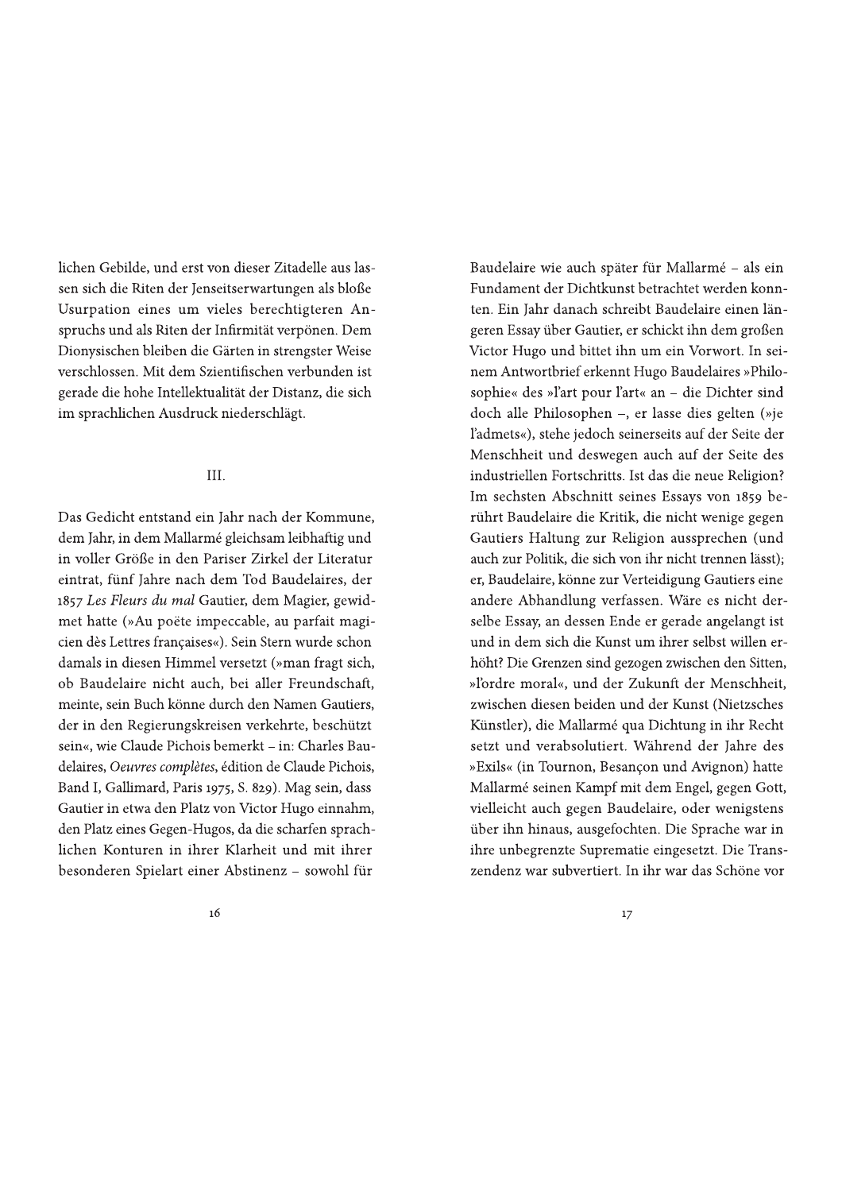lichen Gebilde, und erst von dieser Zitadelle aus lassen sich die Riten der Jenseitserwartungen als bloße Usurpation eines um vieles berechtigteren Anspruchs und als Riten der Infirmität verpönen. Dem Dionysischen bleiben die Gärten in strengster Weise verschlossen. Mit dem Szientifischen verbunden ist gerade die hohe Intellektualität der Distanz, die sich im sprachlichen Ausdruck niederschlägt.

## III.

Das Gedicht entstand ein Jahr nach der Kommune, dem Jahr, in dem Mallarmé gleichsam leibhaftig und in voller Größe in den Pariser Zirkel der Literatur eintrat, fünf Jahre nach dem Tod Baudelaires, der 1857 *Les Fleurs du mal* Gautier, dem Magier, gewidmet hatte (»Au poëte impeccable, au parfait magicien dès Lettres françaises«). Sein Stern wurde schon damals in diesen Himmel versetzt (»man fragt sich, ob Baudelaire nicht auch, bei aller Freundschaft, meinte, sein Buch könne durch den Namen Gautiers, der in den Regierungskreisen verkehrte, beschützt sein«, wie Claude Pichois bemerkt – in: Charles Baudelaires, *Oeuvres complètes*, édition de Claude Pichois, Band I, Gallimard, Paris 1975, S. 829). Mag sein, dass Gautier in etwa den Platz von Victor Hugo einnahm, den Platz eines Gegen-Hugos, da die scharfen sprachlichen Konturen in ihrer Klarheit und mit ihrer besonderen Spielart einer Abstinenz – sowohl für Baudelaire wie auch später für Mallarmé – als ein Fundament der Dichtkunst betrachtet werden konnten. Ein Jahr danach schreibt Baudelaire einen längeren Essay über Gautier, er schickt ihn dem großen Victor Hugo und bittet ihn um ein Vorwort. In seinem Antwortbrief erkennt Hugo Baudelaires »Philosophie« des »l'art pour l'art« an – die Dichter sind doch alle Philosophen –, er lasse dies gelten (»je l'admets«), stehe jedoch seinerseits auf der Seite der Menschheit und deswegen auch auf der Seite des industriellen Fortschritts. Ist das die neue Religion? Im sechsten Abschnitt seines Essays von 1859 berührt Baudelaire die Kritik, die nicht wenige gegen Gautiers Haltung zur Religion aussprechen (und auch zur Politik, die sich von ihr nicht trennen lässt); er, Baudelaire, könne zur Verteidigung Gautiers eine andere Abhandlung verfassen. Wäre es nicht derselbe Essay, an dessen Ende er gerade angelangt ist und in dem sich die Kunst um ihrer selbst willen erhöht? Die Grenzen sind gezogen zwischen den Sitten, »l'ordre moral«, und der Zukunft der Menschheit, zwischen diesen beiden und der Kunst (Nietzsches Künstler), die Mallarmé qua Dichtung in ihr Recht setzt und verabsolutiert. Während der Jahre des »Exils« (in Tournon, Besançon und Avignon) hatte Mallarmé seinen Kampf mit dem Engel, gegen Gott, vielleicht auch gegen Baudelaire, oder wenigstens über ihn hinaus, ausgefochten. Die Sprache war in ihre unbegrenzte Suprematie eingesetzt. Die Transzendenz war subvertiert. In ihr war das Schöne vor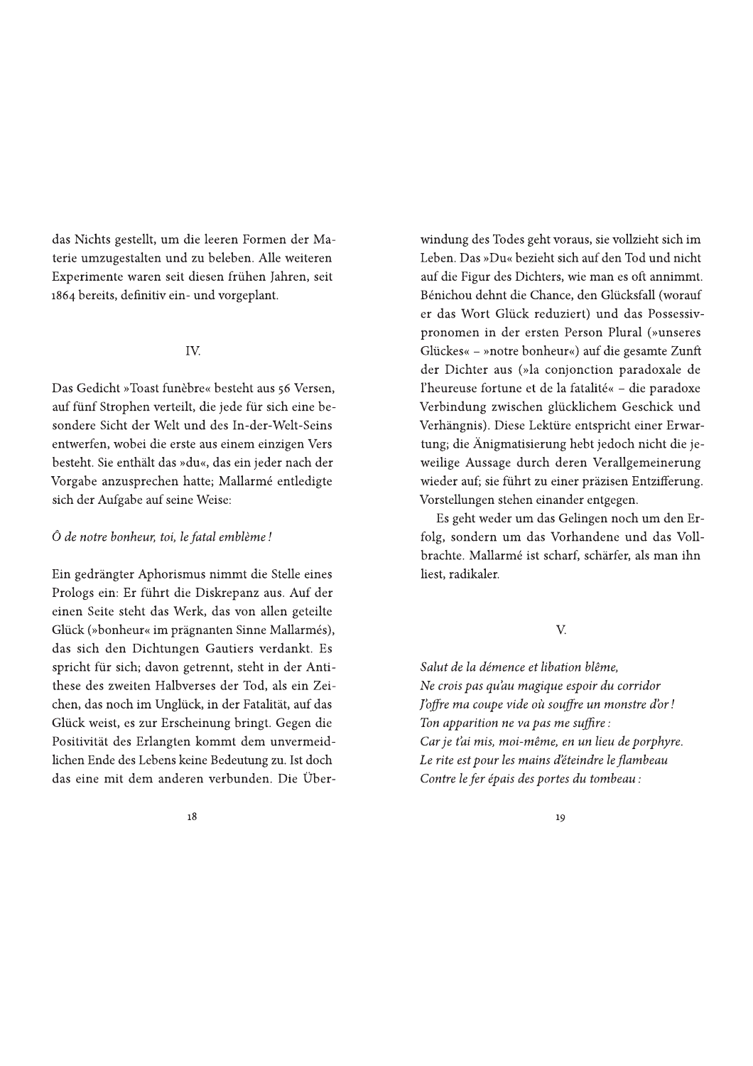das Nichts gestellt, um die leeren Formen der Materie umzugestalten und zu beleben. Alle weiteren Experimente waren seit diesen frühen Jahren, seit 1864 bereits, definitiv ein- und vorgeplant.

## IV.

Das Gedicht »Toast funèbre« besteht aus 56 Versen, auf fünf Strophen verteilt, die jede für sich eine besondere Sicht der Welt und des In-der-Welt-Seins entwerfen, wobei die erste aus einem einzigen Vers besteht. Sie enthält das »du«, das ein jeder nach der Vorgabe anzusprechen hatte; Mallarmé entledigte sich der Aufgabe auf seine Weise:

*Ô de notre bonheur, toi, le fatal emblème !*

Ein gedrängter Aphorismus nimmt die Stelle eines Prologs ein: Er führt die Diskrepanz aus. Auf der einen Seite steht das Werk, das von allen geteilte Glück (»bonheur« im prägnanten Sinne Mallarmés), das sich den Dichtungen Gautiers verdankt. Es spricht für sich; davon getrennt, steht in der Antithese des zweiten Halbverses der Tod, als ein Zeichen, das noch im Unglück, in der Fatalität, auf das Glück weist, es zur Erscheinung bringt. Gegen die Positivität des Erlangten kommt dem unvermeidlichen Ende des Lebens keine Bedeutung zu. Ist doch das eine mit dem anderen verbunden. Die Überwindung des Todes geht voraus, sie vollzieht sich im Leben. Das »Du« bezieht sich auf den Tod und nicht auf die Figur des Dichters, wie man es oft annimmt. Bénichou dehnt die Chance, den Glücksfall (worauf er das Wort Glück reduziert) und das Possessivpronomen in der ersten Person Plural (»unseres Glückes« – »notre bonheur«) auf die gesamte Zunft der Dichter aus (»la conjonction paradoxale de l'heureuse fortune et de la fatalité« – die paradoxe Verbindung zwischen glücklichem Geschick und Verhängnis). Diese Lektüre entspricht einer Erwartung; die Änigmatisierung hebt jedoch nicht die jeweilige Aussage durch deren Verallgemeinerung wieder auf; sie führt zu einer präzisen Entzifferung. Vorstellungen stehen einander entgegen.

Es geht weder um das Gelingen noch um den Erfolg, sondern um das Vorhandene und das Vollbrachte. Mallarmé ist scharf, schärfer, als man ihn liest, radikaler.

## V.

*Salut de la démence et libation blême,*
*Ne crois pas qu'au magique espoir du corridor*
*J'offre ma coupe vide où souffre un monstre d'or !*
*Ton apparition ne va pas me suffire :*
*Car je t'ai mis, moi-même, en un lieu de porphyre.*
*Le rite est pour les mains d'éteindre le flambeau*
*Contre le fer épais des portes du tombeau :*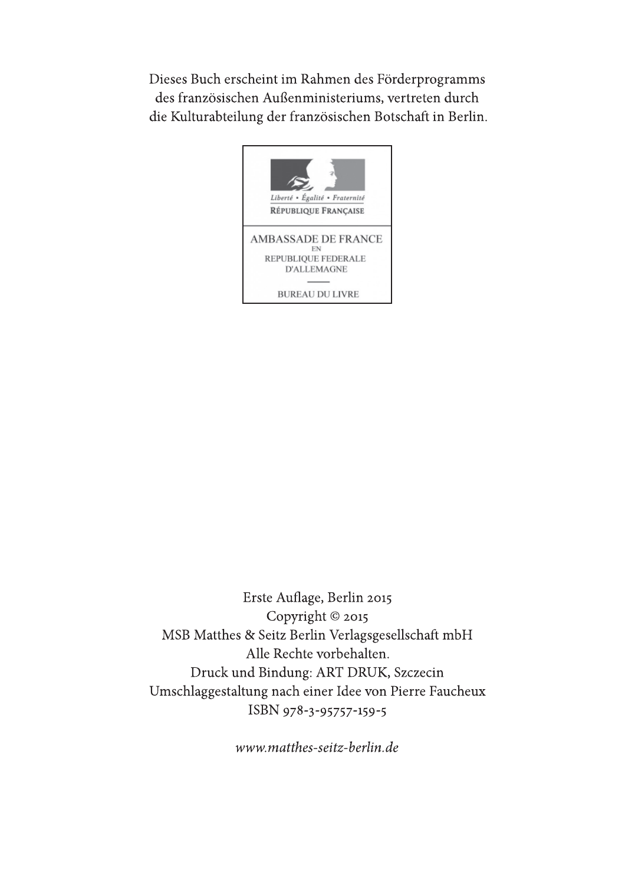Dieses Buch erscheint im Rahmen des Förderprogramms des französischen Außenministeriums, vertreten durch die Kulturabteilung der französischen Botschaft in Berlin.

Liberté • Égalité • Fraternité
RÉPUBLIQUE FRANÇAISE

AMBASSADE DE FRANCE
EN
REPUBLIQUE FEDERALE
D'ALLEMAGNE

BUREAU DU LIVRE

Erste Auflage, Berlin 2015
Copyright © 2015
MSB Matthes & Seitz Berlin Verlagsgesellschaft mbH
Alle Rechte vorbehalten.
Druck und Bindung: ART DRUK, Szczecin
Umschlaggestaltung nach einer Idee von Pierre Faucheux
ISBN 978-3-95757-159-5

*www.matthes-seitz-berlin.de*